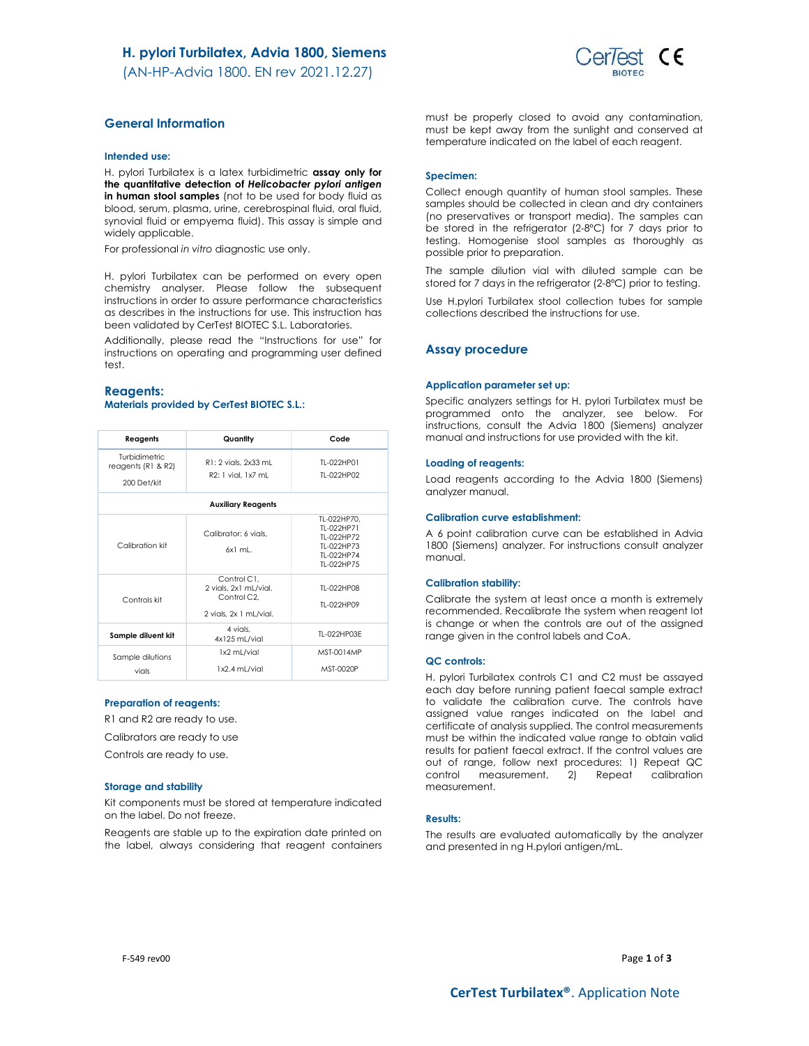# H. pylori Turbilatex, Advia 1800, Siemens

(AN-HP-Advia 1800. EN rev 2021.12.27)

## General Information

### Intended use:

H. pylori Turbilatex is a latex turbidimetric **assay only for the quantitative detection of *Helicobacter pylori antigen* in human stool samples** (not to be used for body fluid as blood, serum, plasma, urine, cerebrospinal fluid, oral fluid, synovial fluid or empyema fluid). This assay is simple and widely applicable.

For professional *in vitro* diagnostic use only.

H. pylori Turbilatex can be performed on every open chemistry analyser. Please follow the subsequent instructions in order to assure performance characteristics as describes in the instructions for use. This instruction has been validated by CerTest BIOTEC S.L. Laboratories.

Additionally, please read the "Instructions for use" for instructions on operating and programming user defined test.

## Reagents:

### Materials provided by CerTest BIOTEC S.L.:

| Reagents | Quantity | Code |
|---|---|---|
| Turbidimetric reagents (R1 & R2) 200 Det/kit | R1: 2 vials, 2x33 mL<br>R2: 1 vial, 1x7 mL | TL-022HP01<br>TL-022HP02 |
| **Auxiliary Reagents** | | |
| Calibration kit | Calibrator: 6 vials, 6x1 mL. | TL-022HP70, TL-022HP71 TL-022HP72 TL-022HP73 TL-022HP74 TL-022HP75 |
| Controls kit | Control C1, 2 vials, 2x1 mL/vial. Control C2, 2 vials, 2x 1 mL/vial. | TL-022HP08<br>TL-022HP09 |
| **Sample diluent kit** | 4 vials, 4x125 mL/vial | TL-022HP03E |
| Sample dilutions vials | 1x2 mL/vial<br>1x2.4 mL/vial | MST-0014MP<br>MST-0020P |

### Preparation of reagents:

R1 and R2 are ready to use.

Calibrators are ready to use

Controls are ready to use.

### Storage and stability

Kit components must be stored at temperature indicated on the label. Do not freeze.

Reagents are stable up to the expiration date printed on the label, always considering that reagent containers must be properly closed to avoid any contamination, must be kept away from the sunlight and conserved at temperature indicated on the label of each reagent.

### Specimen:

Collect enough quantity of human stool samples. These samples should be collected in clean and dry containers (no preservatives or transport media). The samples can be stored in the refrigerator (2-8ºC) for 7 days prior to testing. Homogenise stool samples as thoroughly as possible prior to preparation.

The sample dilution vial with diluted sample can be stored for 7 days in the refrigerator (2-8ºC) prior to testing.

Use H.pylori Turbilatex stool collection tubes for sample collections described the instructions for use.

## Assay procedure

### Application parameter set up:

Specific analyzers settings for H. pylori Turbilatex must be programmed onto the analyzer, see below. For instructions, consult the Advia 1800 (Siemens) analyzer manual and instructions for use provided with the kit.

### Loading of reagents:

Load reagents according to the Advia 1800 (Siemens) analyzer manual.

### Calibration curve establishment:

A 6 point calibration curve can be established in Advia 1800 (Siemens) analyzer. For instructions consult analyzer manual.

### Calibration stability:

Calibrate the system at least once a month is extremely recommended. Recalibrate the system when reagent lot is change or when the controls are out of the assigned range given in the control labels and CoA.

### QC controls:

H. pylori Turbilatex controls C1 and C2 must be assayed each day before running patient faecal sample extract to validate the calibration curve. The controls have assigned value ranges indicated on the label and certificate of analysis supplied. The control measurements must be within the indicated value range to obtain valid results for patient faecal extract. If the control values are out of range, follow next procedures: 1) Repeat QC control measurement, 2) Repeat calibration measurement.

### Results:

The results are evaluated automatically by the analyzer and presented in ng H.pylori antigen/mL.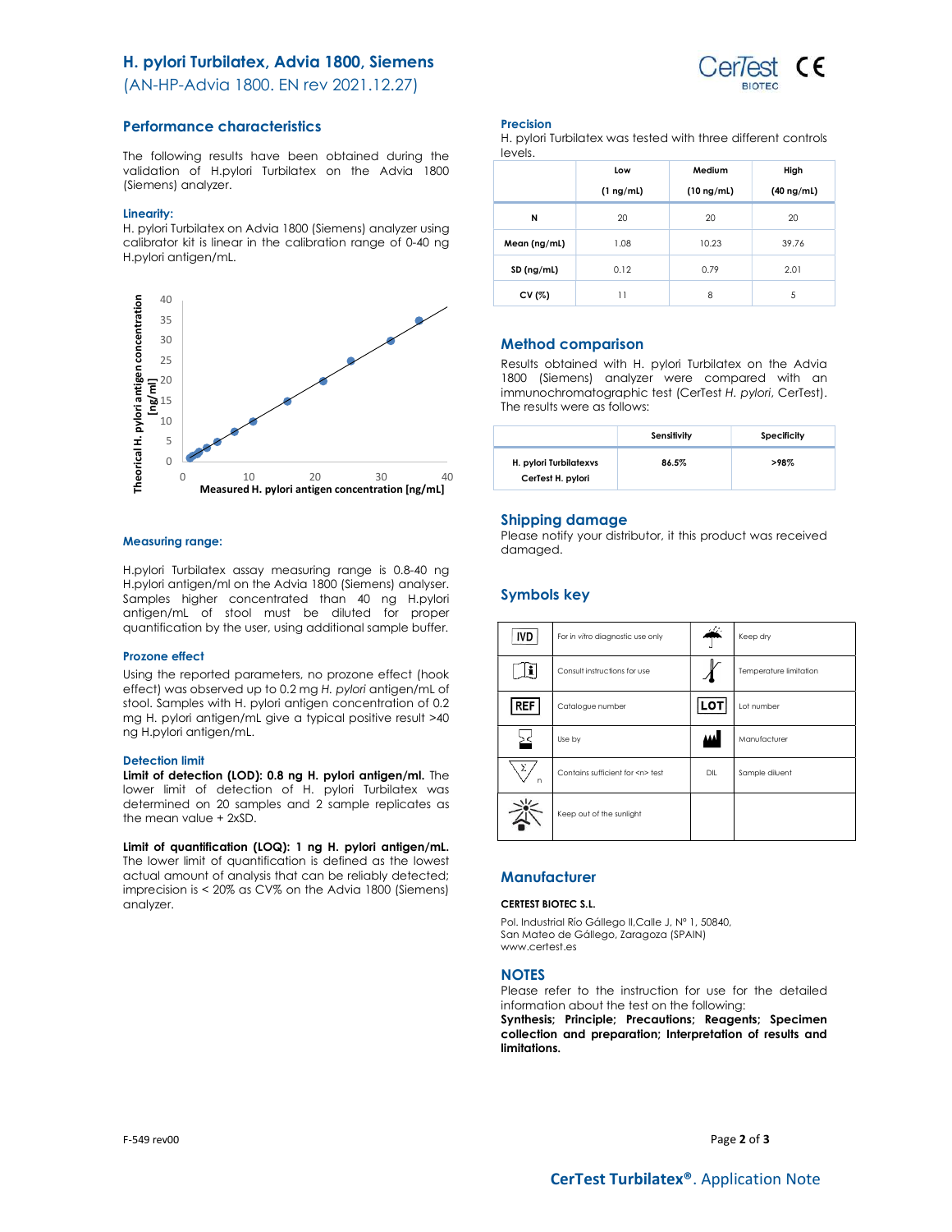# H. pylori Turbilatex, Advia 1800, Siemens

(AN-HP-Advia 1800. EN rev 2021.12.27)

## Performance characteristics

The following results have been obtained during the validation of H.pylori Turbilatex on the Advia 1800 (Siemens) analyzer.

### Linearity:

H. pylori Turbilatex on Advia 1800 (Siemens) analyzer using calibrator kit is linear in the calibration range of 0-40 ng H.pylori antigen/mL.

### Measuring range:

H.pylori Turbilatex assay measuring range is 0.8-40 ng H.pylori antigen/ml on the Advia 1800 (Siemens) analyser. Samples higher concentrated than 40 ng H.pylori antigen/mL of stool must be diluted for proper quantification by the user, using additional sample buffer.

### Prozone effect

Using the reported parameters, no prozone effect (hook effect) was observed up to 0.2 mg *H. pylori* antigen/mL of stool. Samples with H. pylori antigen concentration of 0.2 mg H. pylori antigen/mL give a typical positive result >40 ng H.pylori antigen/mL.

### Detection limit

**Limit of detection (LOD): 0.8 ng H. pylori antigen/ml.** The lower limit of detection of H. pylori Turbilatex was determined on 20 samples and 2 sample replicates as the mean value + 2xSD.

**Limit of quantification (LOQ): 1 ng H. pylori antigen/mL.** The lower limit of quantification is defined as the lowest actual amount of analysis that can be reliably detected; imprecision is < 20% as CV% on the Advia 1800 (Siemens) analyzer.

### Precision

H. pylori Turbilatex was tested with three different controls levels.

| | Low (1 ng/mL) | Medium (10 ng/mL) | High (40 ng/mL) |
|---|---|---|---|
| N | 20 | 20 | 20 |
| Mean (ng/mL) | 1.08 | 10.23 | 39.76 |
| SD (ng/mL) | 0.12 | 0.79 | 2.01 |
| CV (%) | 11 | 8 | 5 |

## Method comparison

Results obtained with H. pylori Turbilatex on the Advia 1800 (Siemens) analyzer were compared with an immunochromatographic test (CerTest *H. pylori*, CerTest). The results were as follows:

| | Sensitivity | Specificity |
|---|---|---|
| H. pylori Turbilatexvs CerTest H. pylori | 86.5% | >98% |

## Shipping damage

Please notify your distributor, it this product was received damaged.

## Symbols key

| Symbol | Meaning | Symbol | Meaning |
|---|---|---|---|
| IVD | For in vitro diagnostic use only | | Keep dry |
| | Consult instructions for use | | Temperature limitation |
| REF | Catalogue number | LOT | Lot number |
| | Use by | | Manufacturer |
| | Contains sufficient for <n> test | DIL | Sample diluent |
| | Keep out of the sunlight | | |

## Manufacturer

**CERTEST BIOTEC S.L.**

Pol. Industrial Río Gállego II,Calle J, Nº 1, 50840,
San Mateo de Gállego, Zaragoza (SPAIN)
www.certest.es

## NOTES

Please refer to the instruction for use for the detailed information about the test on the following:
**Synthesis; Principle; Precautions; Reagents; Specimen collection and preparation; Interpretation of results and limitations.**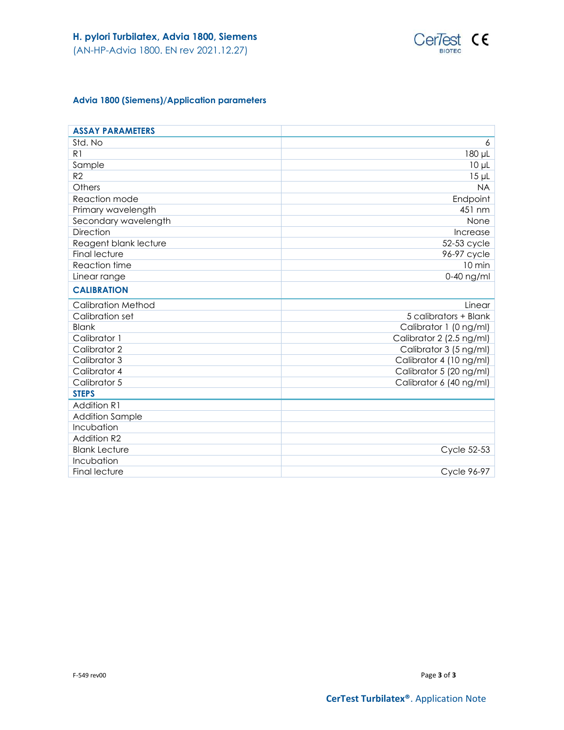## Advia 1800 (Siemens)/Application parameters

| ASSAY PARAMETERS | |
|---|---|
| Std. No | 6 |
| R1 | 180 µL |
| Sample | 10 µL |
| R2 | 15 µL |
| Others | NA |
| Reaction mode | Endpoint |
| Primary wavelength | 451 nm |
| Secondary wavelength | None |
| Direction | Increase |
| Reagent blank lecture | 52-53 cycle |
| Final lecture | 96-97 cycle |
| Reaction time | 10 min |
| Linear range | 0-40 ng/ml |
| **CALIBRATION** | |
| Calibration Method | Linear |
| Calibration set | 5 calibrators + Blank |
| Blank | Calibrator 1 (0 ng/ml) |
| Calibrator 1 | Calibrator 2 (2.5 ng/ml) |
| Calibrator 2 | Calibrator 3 (5 ng/ml) |
| Calibrator 3 | Calibrator 4 (10 ng/ml) |
| Calibrator 4 | Calibrator 5 (20 ng/ml) |
| Calibrator 5 | Calibrator 6 (40 ng/ml) |
| **STEPS** | |
| Addition R1 | |
| Addition Sample | |
| Incubation | |
| Addition R2 | |
| Blank Lecture | Cycle 52-53 |
| Incubation | |
| Final lecture | Cycle 96-97 |

F-549 rev00

**CerTest Turbilatex®**. Application Note